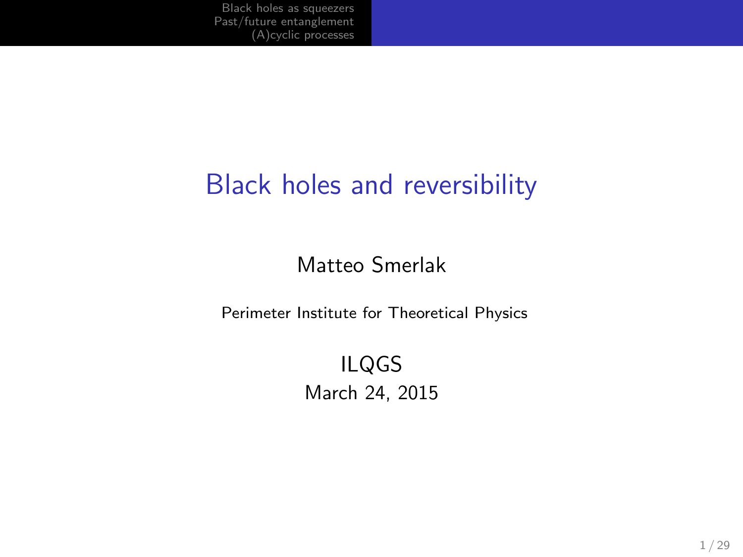# Black holes and reversibility

Matteo Smerlak

Perimeter Institute for Theoretical Physics

ILQGS

March 24, 2015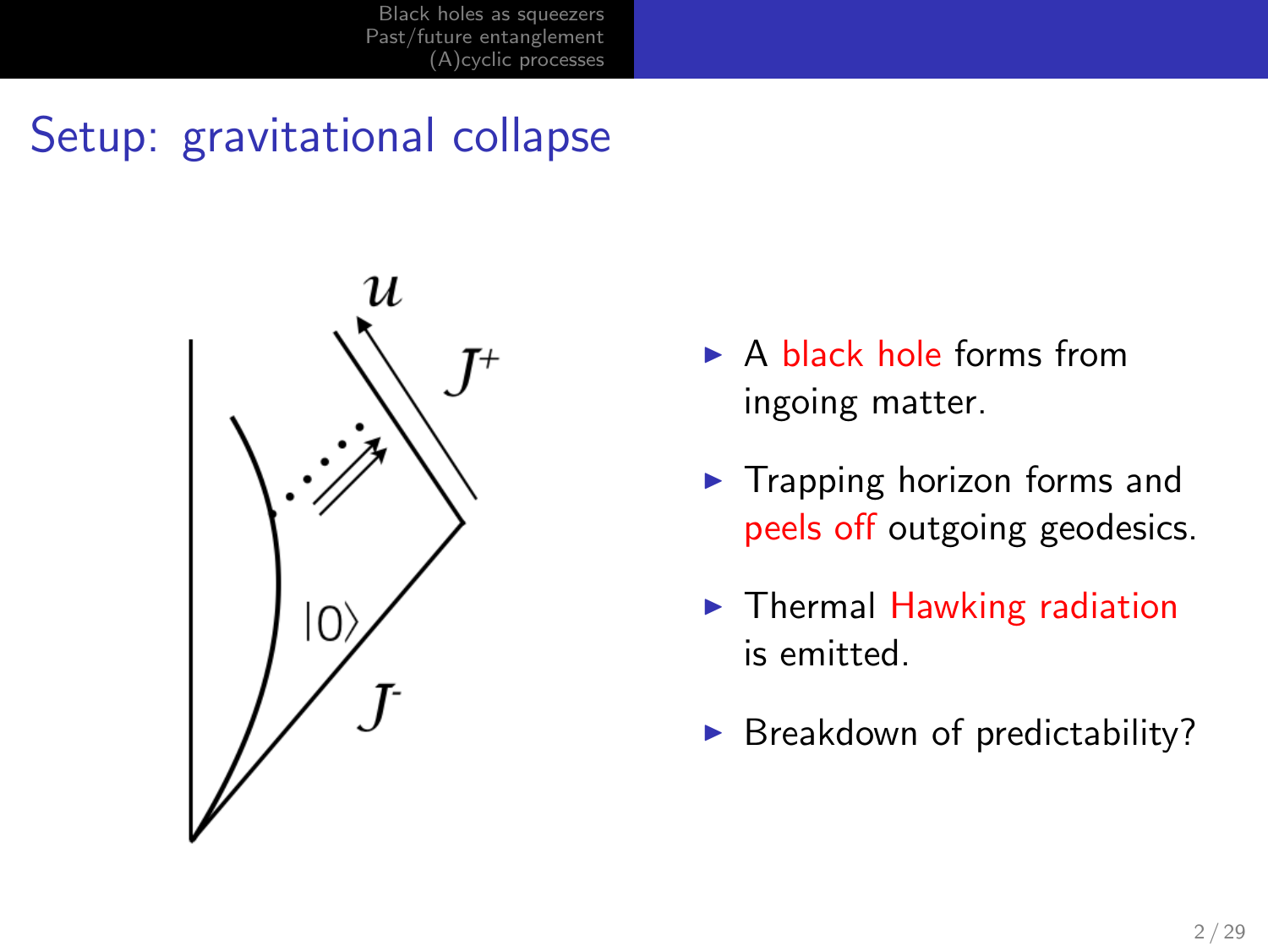# Setup: gravitational collapse

- A black hole forms from ingoing matter.
- Trapping horizon forms and peels off outgoing geodesics.
- Thermal Hawking radiation is emitted.
- Breakdown of predictability?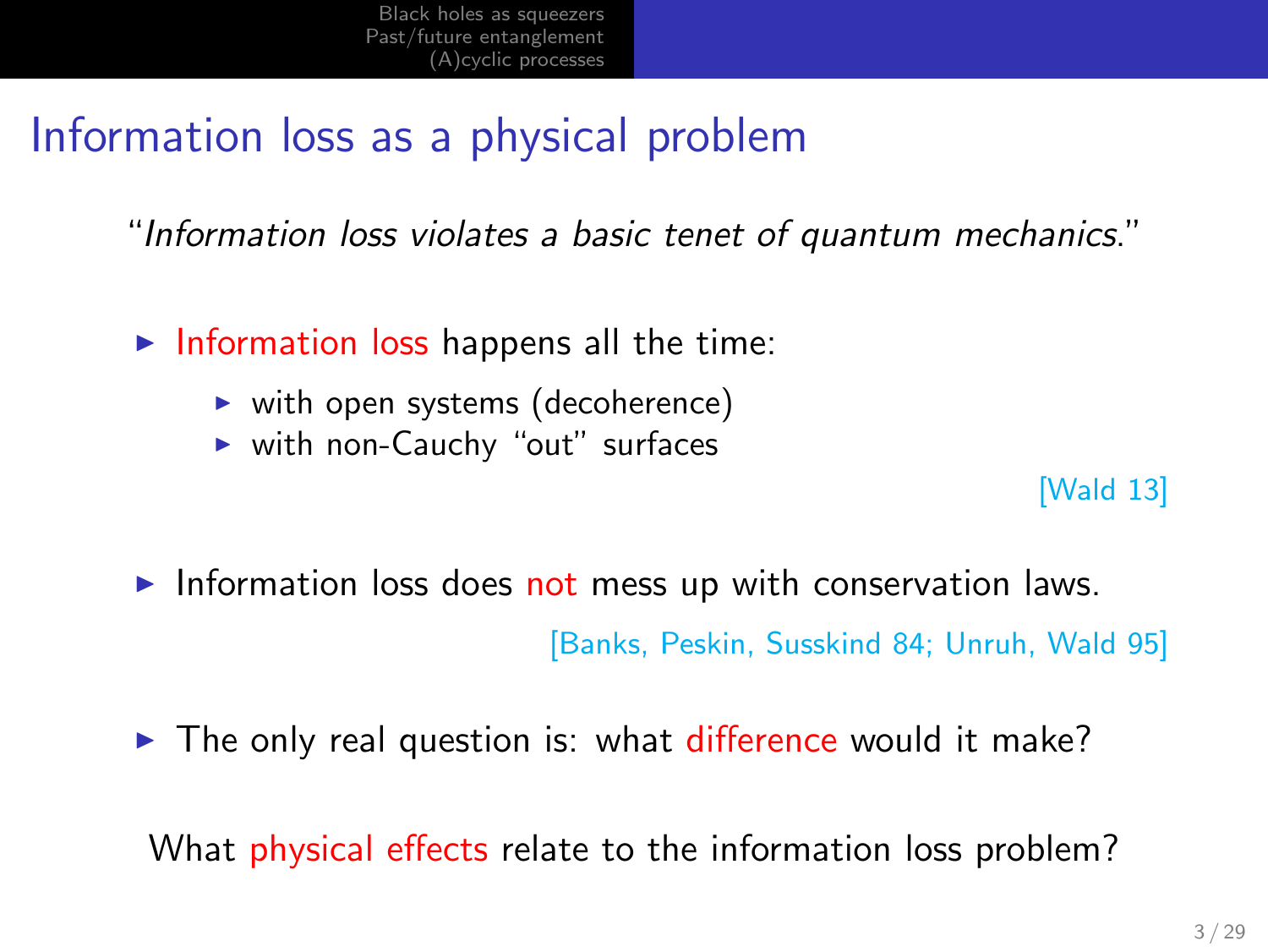# Information loss as a physical problem

"*Information loss violates a basic tenet of quantum mechanics.*"

- Information loss happens all the time:
  - with open systems (decoherence)
  - with non-Cauchy "out" surfaces

[Wald 13]

- Information loss does not mess up with conservation laws.

[Banks, Peskin, Susskind 84; Unruh, Wald 95]

- The only real question is: what difference would it make?

What physical effects relate to the information loss problem?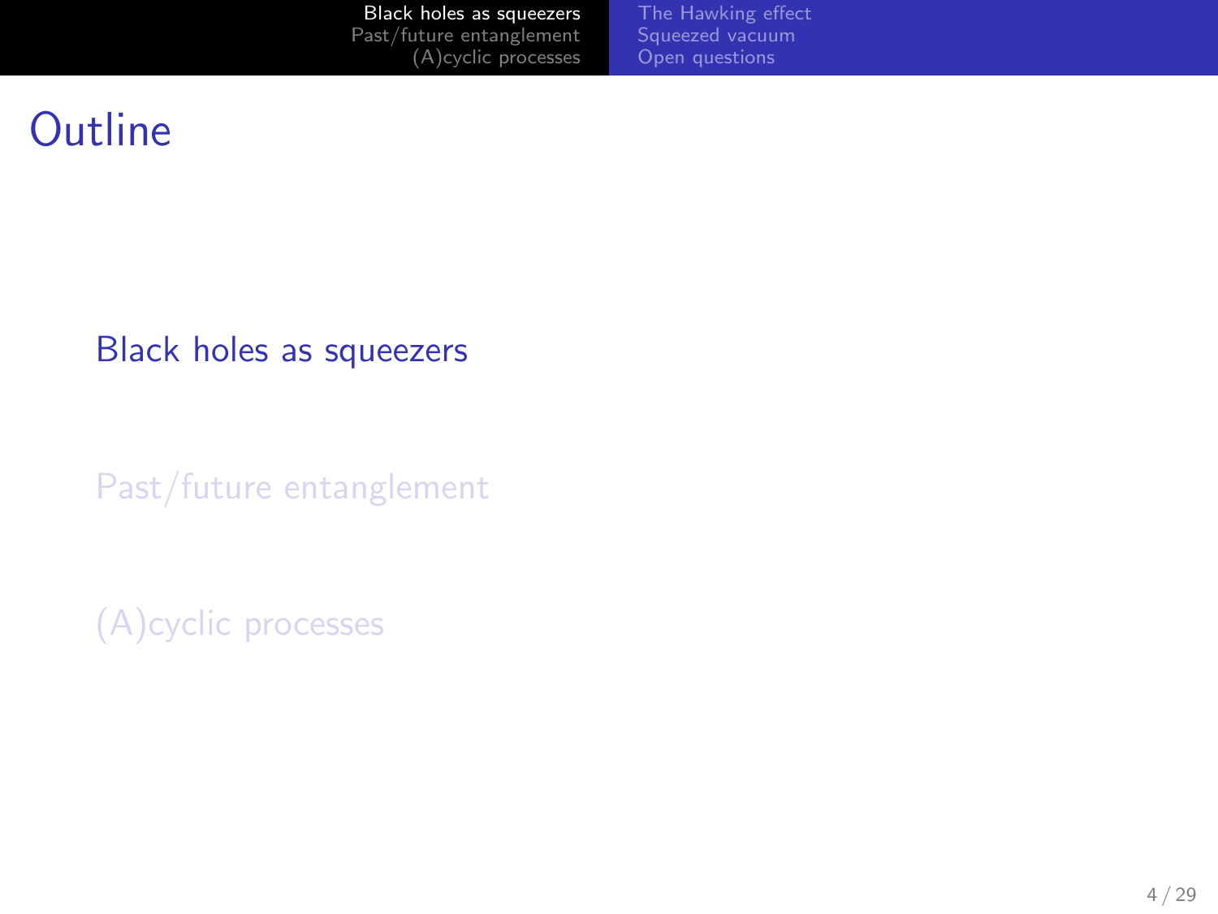# Outline

- Black holes as squeezers
- Past/future entanglement
- (A)cyclic processes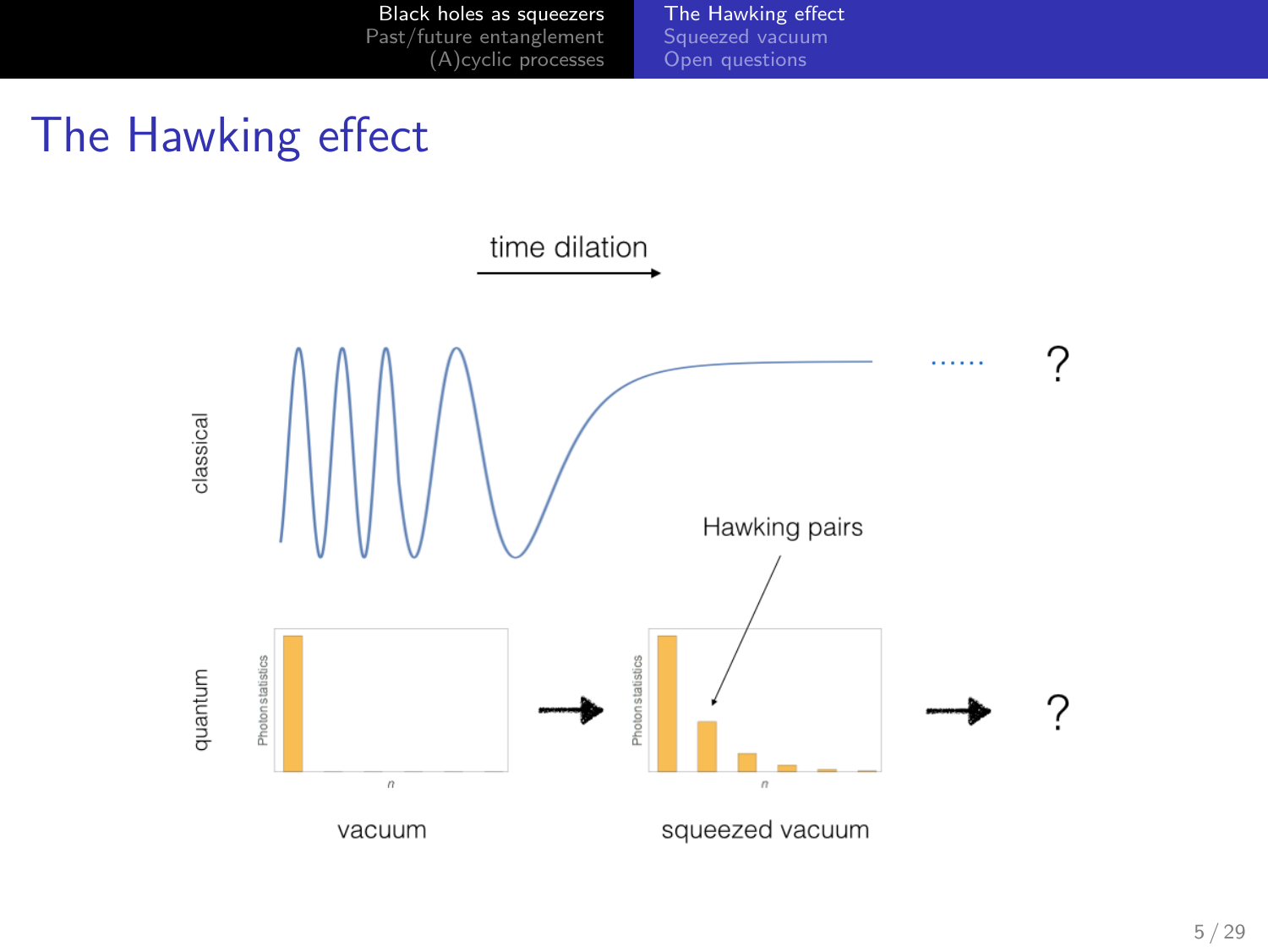# The Hawking effect

time dilation

classical

......

?

Hawking pairs

quantum

Photon statistics

$n$

vacuum

Photon statistics

$n$

squeezed vacuum

?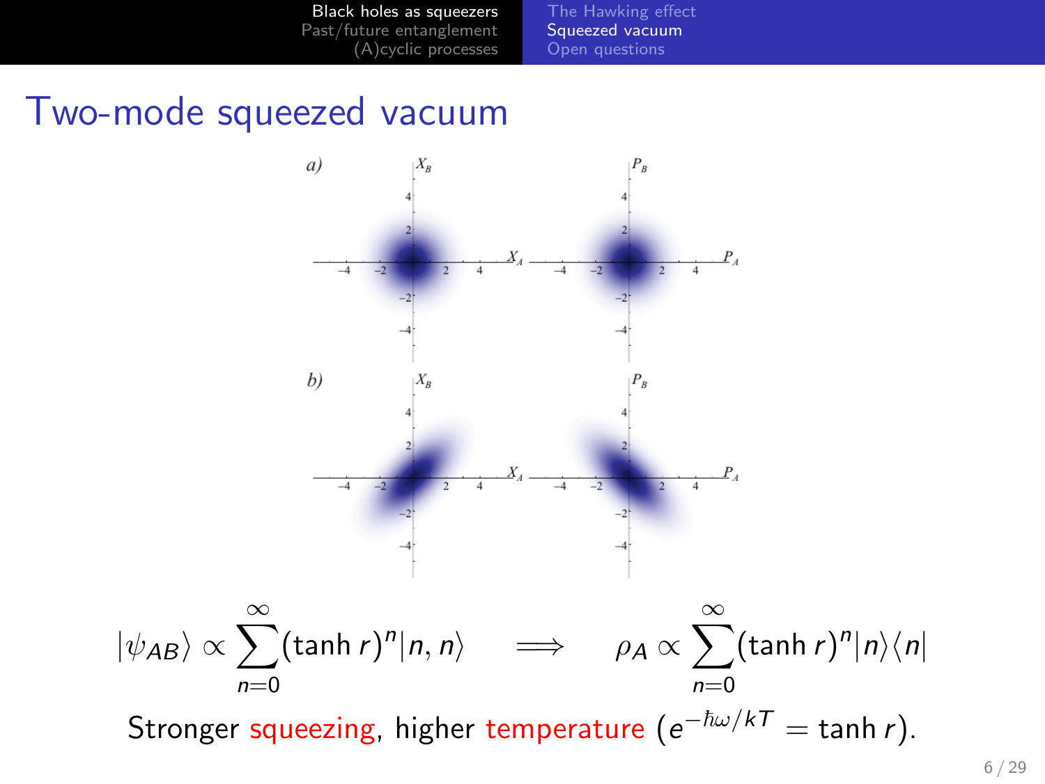# Two-mode squeezed vacuum

a)

b)

$$|\psi_{AB}\rangle \propto \sum_{n=0}^{\infty} (\tanh r)^n |n, n\rangle \quad \Longrightarrow \quad \rho_A \propto \sum_{n=0}^{\infty} (\tanh r)^n |n\rangle\langle n|$$

Stronger squeezing, higher temperature ($e^{-\hbar\omega/kT} = \tanh r$).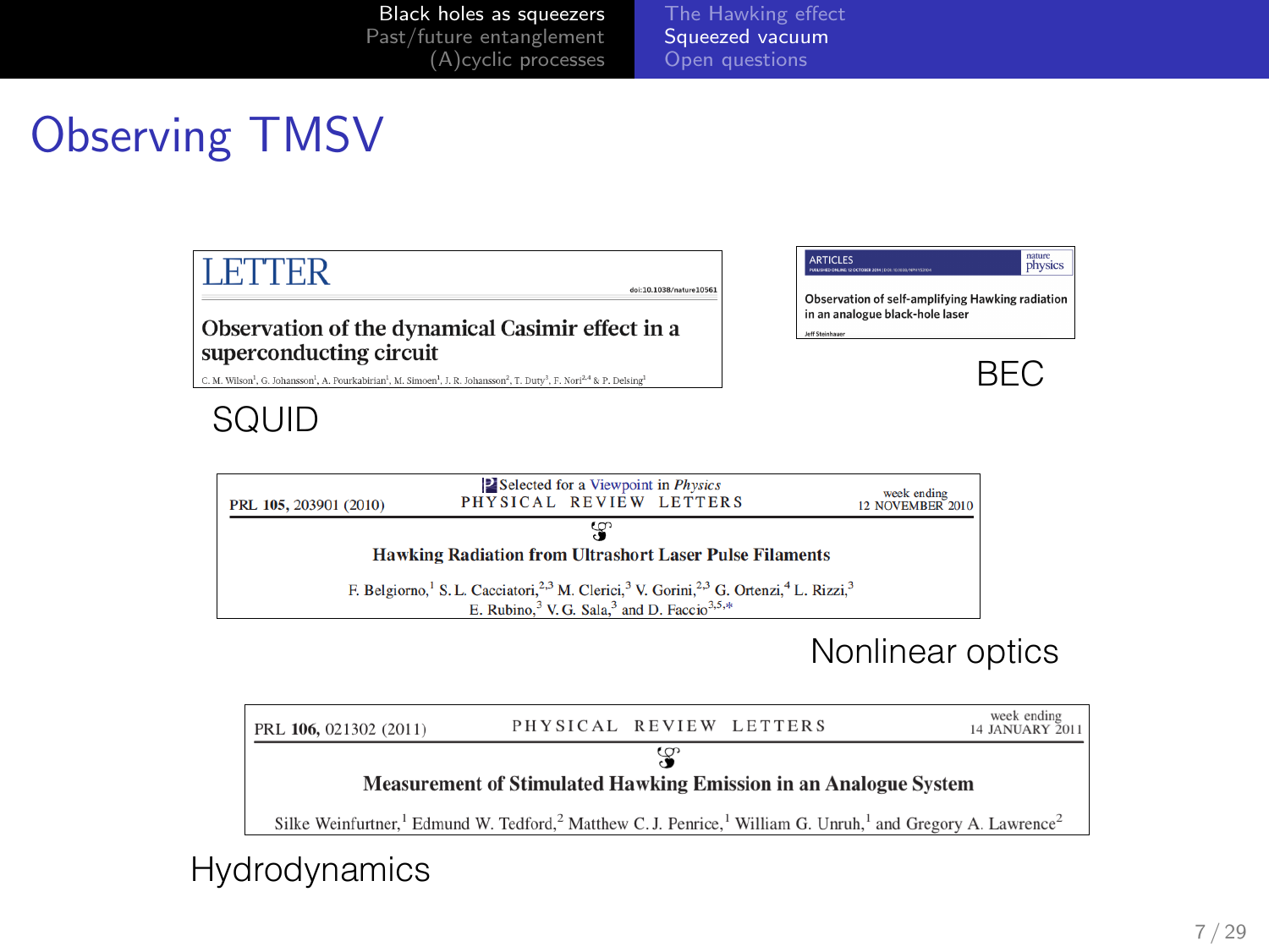# Observing TMSV

**LETTER**

doi:10.1038/nature10561

**Observation of the dynamical Casimir effect in a superconducting circuit**

C. M. Wilson[1], G. Johansson[1], A. Pourkabirian[1], M. Simoen[1], J. R. Johansson[2], T. Duty[3], F. Nori[2,4] & P. Delsing[1]

SQUID

ARTICLES — nature physics

**Observation of self-amplifying Hawking radiation in an analogue black-hole laser**

Jeff Steinhauer

BEC

PRL **105**, 203901 (2010) — Selected for a Viewpoint in *Physics* — PHYSICAL REVIEW LETTERS — week ending 12 NOVEMBER 2010

**Hawking Radiation from Ultrashort Laser Pulse Filaments**

F. Belgiorno,[1] S. L. Cacciatori,[2,3] M. Clerici,[3] V. Gorini,[2,3] G. Ortenzi,[4] L. Rizzi,[3] E. Rubino,[3] V. G. Sala,[3] and D. Faccio[3,5,*]

Nonlinear optics

PRL **106**, 021302 (2011) — PHYSICAL REVIEW LETTERS — week ending 14 JANUARY 2011

**Measurement of Stimulated Hawking Emission in an Analogue System**

Silke Weinfurtner,[1] Edmund W. Tedford,[2] Matthew C. J. Penrice,[1] William G. Unruh,[1] and Gregory A. Lawrence[2]

Hydrodynamics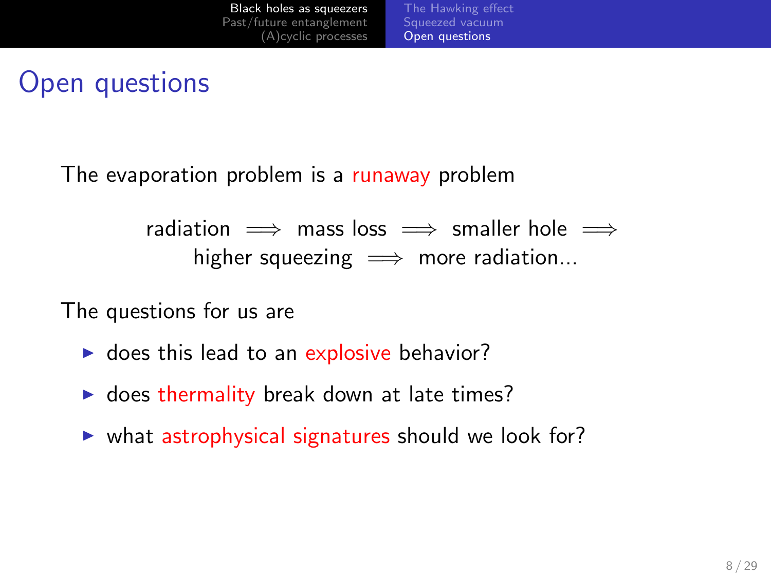# Open questions

The evaporation problem is a runaway problem

$$\text{radiation} \implies \text{mass loss} \implies \text{smaller hole} \implies \text{higher squeezing} \implies \text{more radiation...}$$

The questions for us are

- does this lead to an explosive behavior?
- does thermality break down at late times?
- what astrophysical signatures should we look for?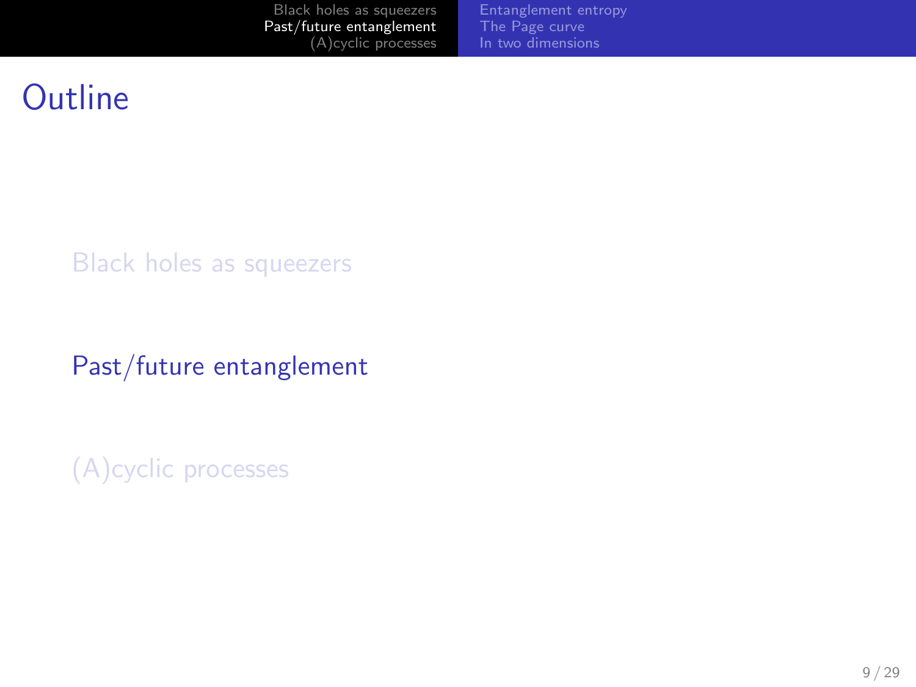# Outline

- Black holes as squeezers
- Past/future entanglement
- (A)cyclic processes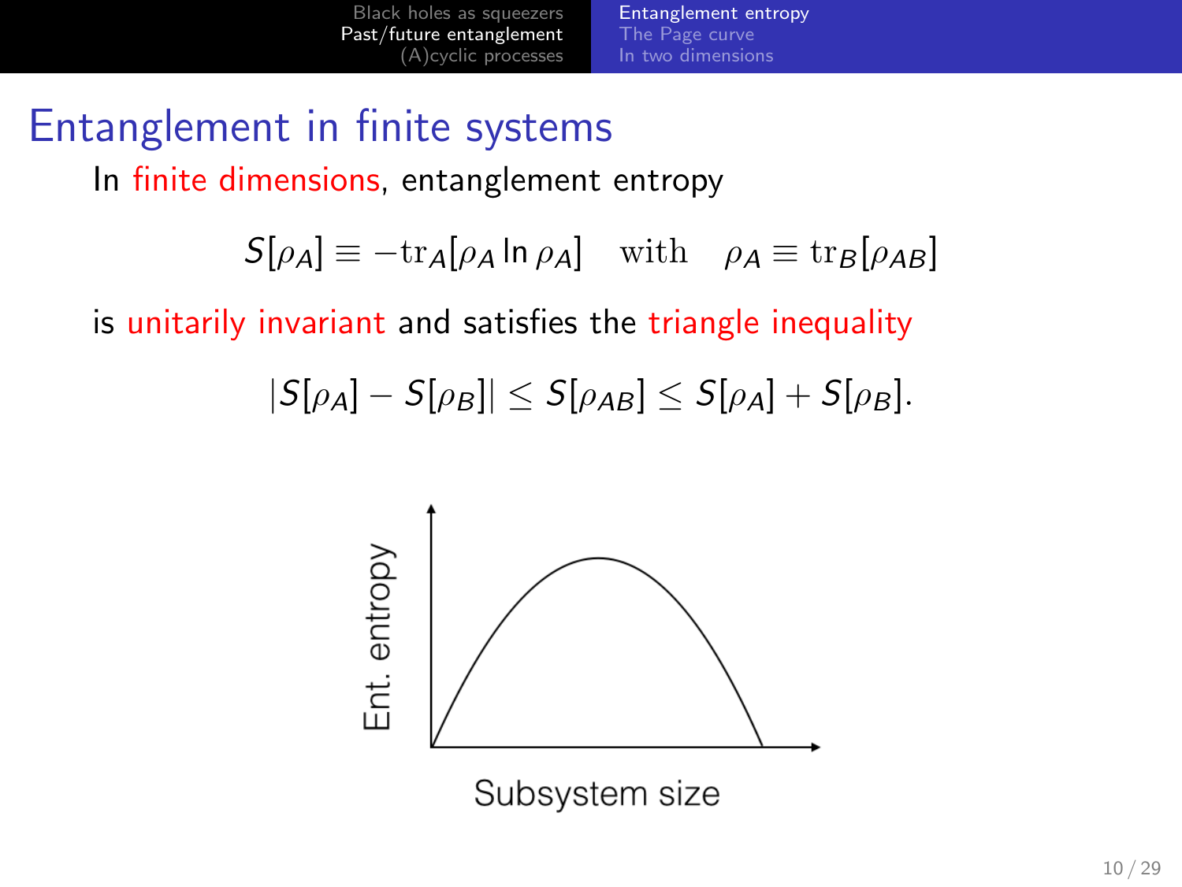# Entanglement in finite systems

In finite dimensions, entanglement entropy

$$S[\rho_A] \equiv -\mathrm{tr}_A[\rho_A \ln \rho_A] \quad \text{with} \quad \rho_A \equiv \mathrm{tr}_B[\rho_{AB}]$$

is unitarily invariant and satisfies the triangle inequality

$$|S[\rho_A] - S[\rho_B]| \leq S[\rho_{AB}] \leq S[\rho_A] + S[\rho_B].$$

Ent. entropy

Subsystem size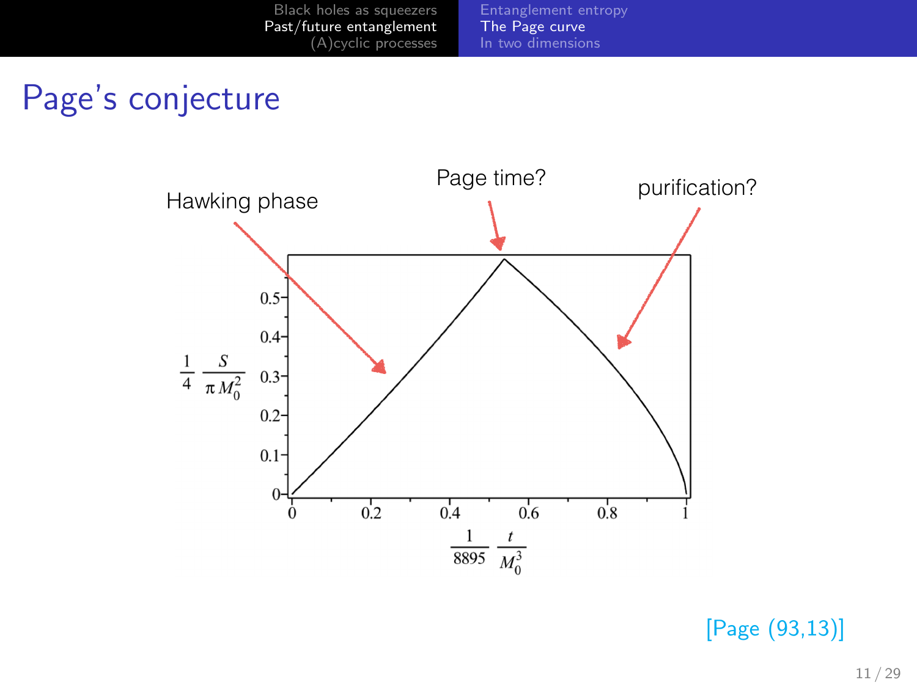# Page's conjecture

Hawking phase

Page time?

purification?

$\frac{1}{4} \frac{S}{\pi M_0^2}$

$\frac{1}{8895} \frac{t}{M_0^3}$

[Page (93,13)]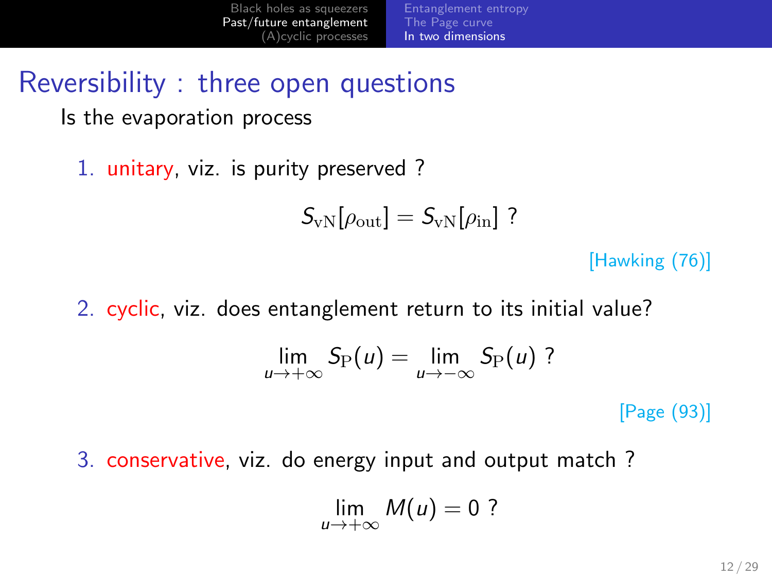# Reversibility : three open questions

Is the evaporation process

1. unitary, viz. is purity preserved ?

$$S_{\rm vN}[\rho_{\rm out}] = S_{\rm vN}[\rho_{\rm in}] \ ?$$

[Hawking (76)]

2. cyclic, viz. does entanglement return to its initial value?

$$\lim_{u \to +\infty} S_{\rm P}(u) = \lim_{u \to -\infty} S_{\rm P}(u) \ ?$$

[Page (93)]

3. conservative, viz. do energy input and output match ?

$$\lim_{u \to +\infty} M(u) = 0 \ ?$$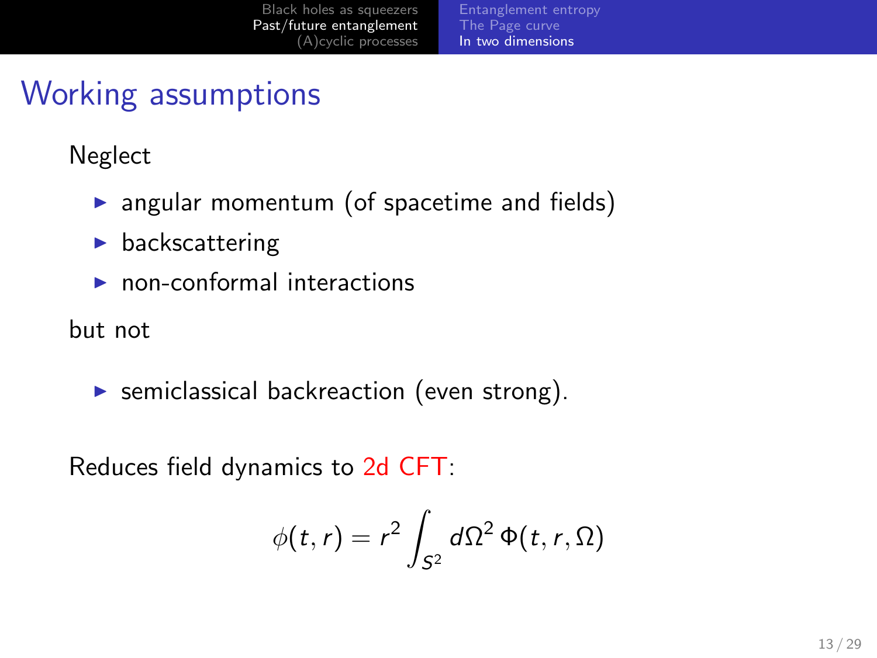# Working assumptions

Neglect

- angular momentum (of spacetime and fields)
- backscattering
- non-conformal interactions

but not

- semiclassical backreaction (even strong).

Reduces field dynamics to 2d CFT:

$$\phi(t,r) = r^2 \int_{S^2} d\Omega^2 \, \Phi(t,r,\Omega)$$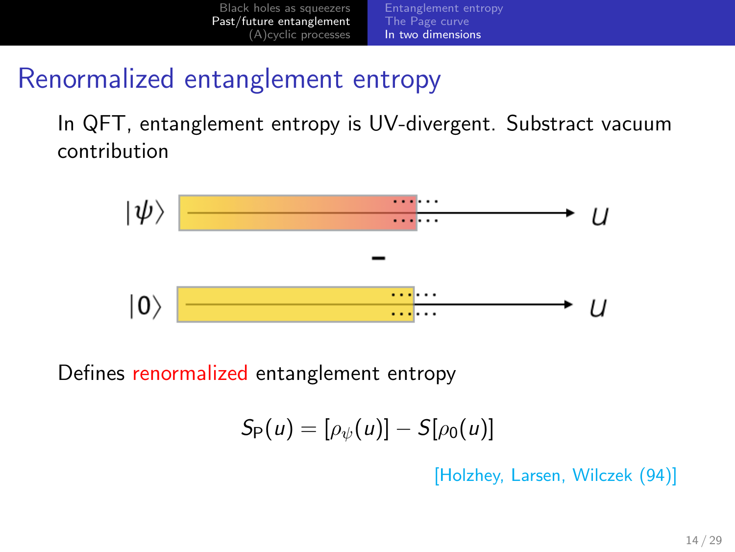## Renormalized entanglement entropy

In QFT, entanglement entropy is UV-divergent. Substract vacuum contribution

$|\psi\rangle$ $u$

–

$|0\rangle$ $u$

Defines renormalized entanglement entropy

$$S_{\mathrm{P}}(u) = [\rho_\psi(u)] - S[\rho_0(u)]$$

[Holzhey, Larsen, Wilczek (94)]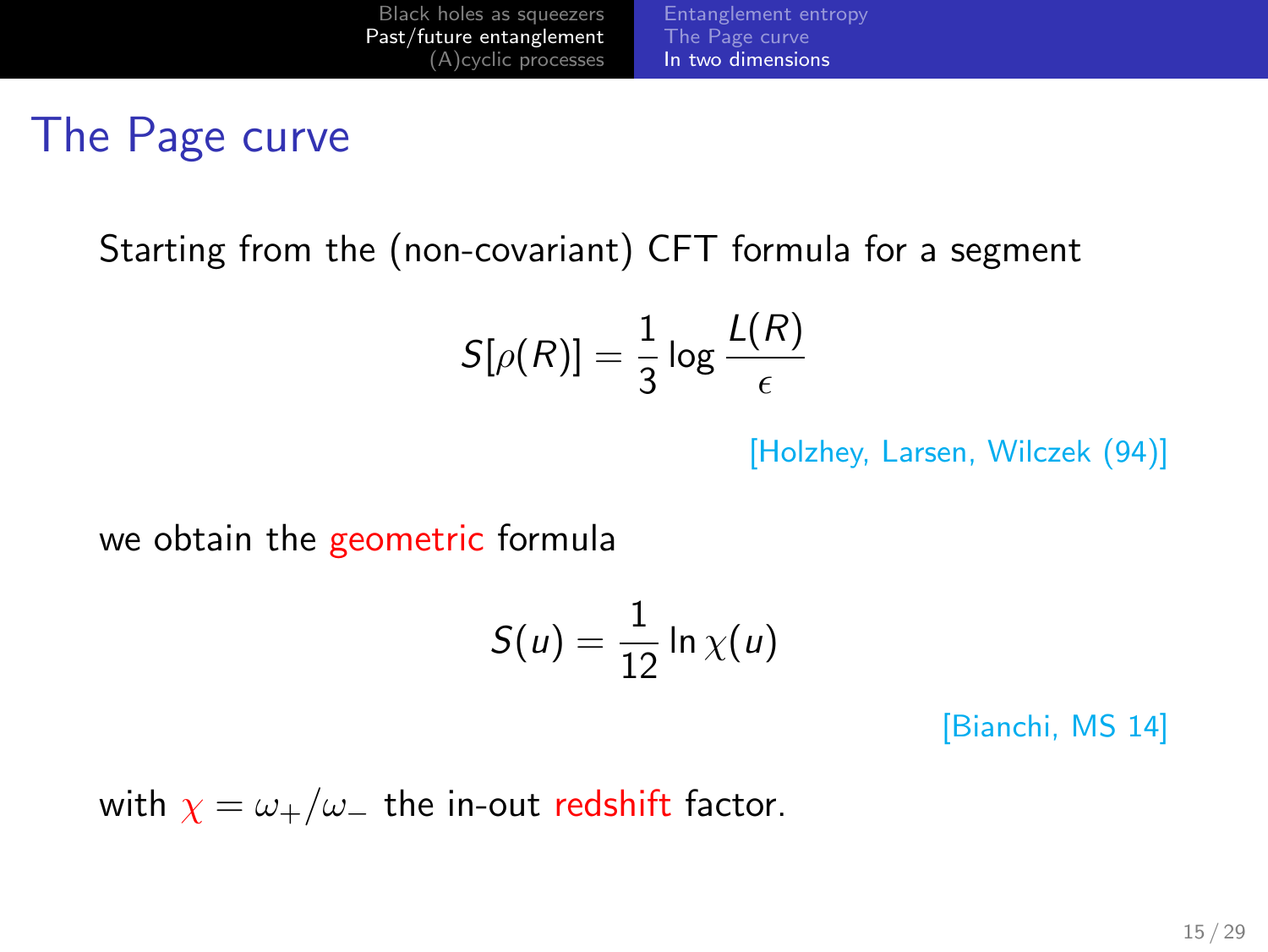# The Page curve

Starting from the (non-covariant) CFT formula for a segment

$$S[\rho(R)] = \frac{1}{3} \log \frac{L(R)}{\epsilon}$$

[Holzhey, Larsen, Wilczek (94)]

we obtain the geometric formula

$$S(u) = \frac{1}{12} \ln \chi(u)$$

[Bianchi, MS 14]

with $\chi = \omega_+ / \omega_-$ the in-out redshift factor.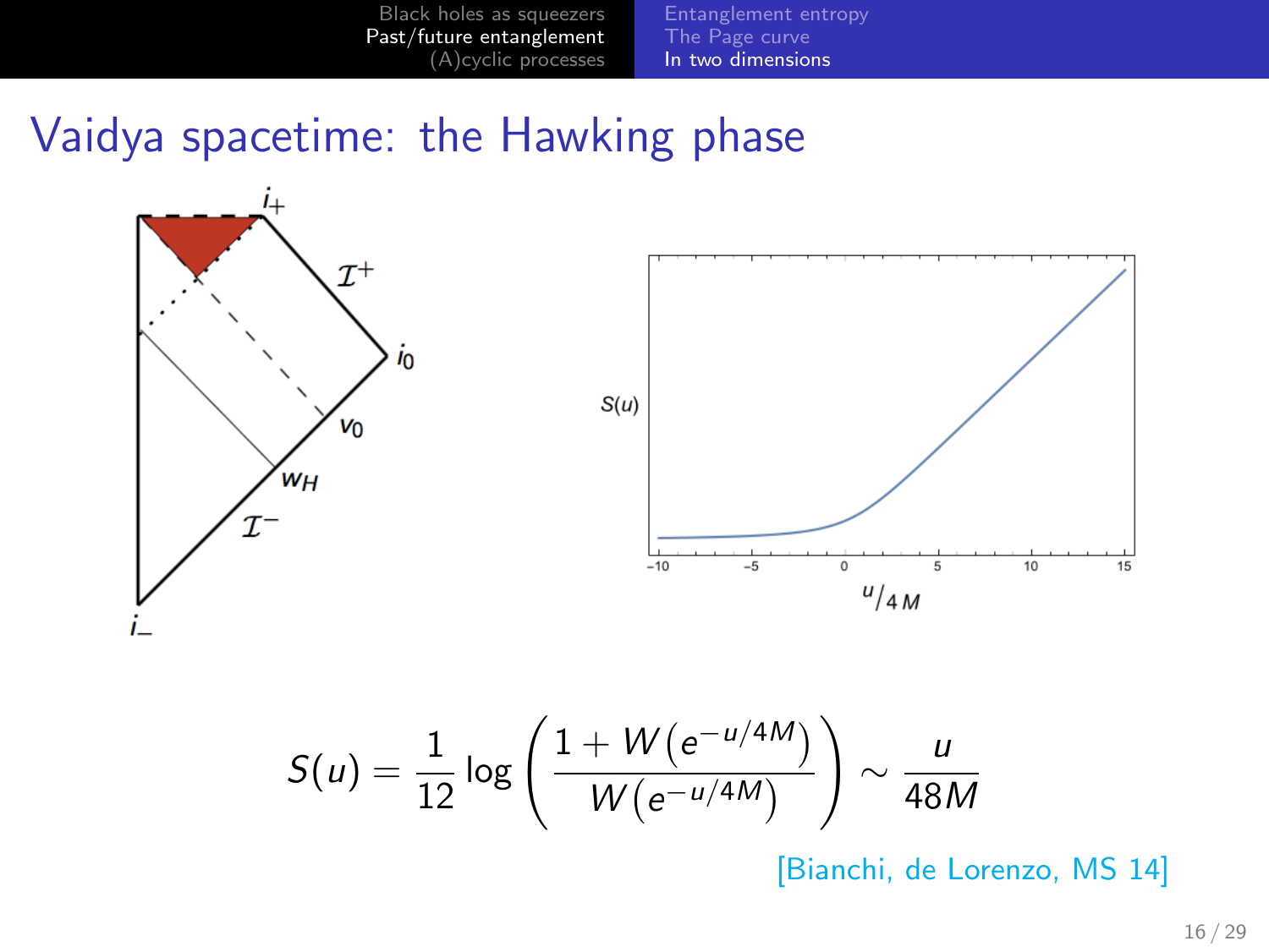# Vaidya spacetime: the Hawking phase

$$S(u) = \frac{1}{12} \log\left( \frac{1 + W\left(e^{-u/4M}\right)}{W\left(e^{-u/4M}\right)} \right) \sim \frac{u}{48M}$$

[Bianchi, de Lorenzo, MS 14]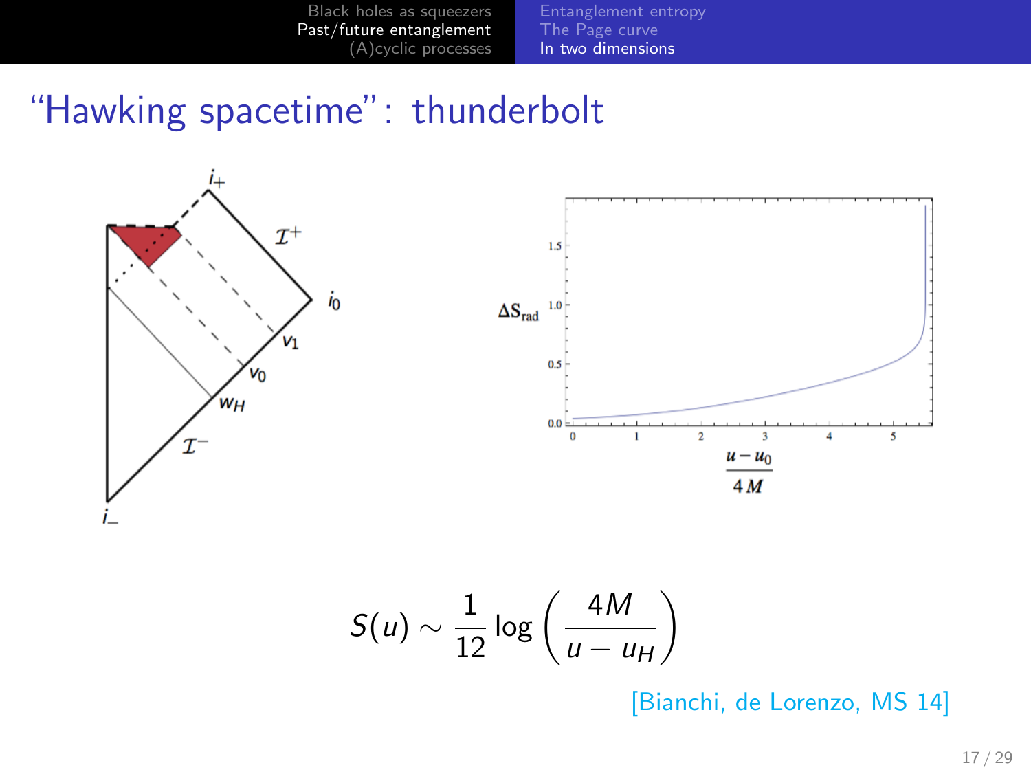# "Hawking spacetime": thunderbolt

$$S(u) \sim \frac{1}{12} \log\left(\frac{4M}{u - u_H}\right)$$

[Bianchi, de Lorenzo, MS 14]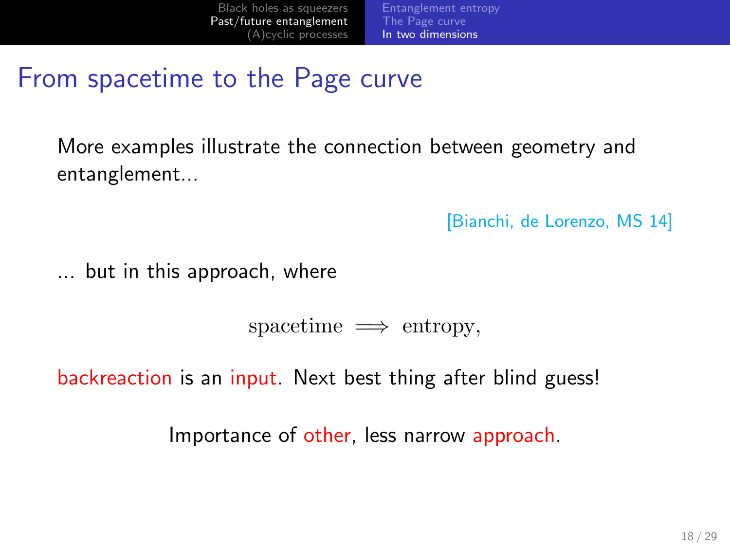# From spacetime to the Page curve

More examples illustrate the connection between geometry and entanglement...

[Bianchi, de Lorenzo, MS 14]

... but in this approach, where

$$\text{spacetime} \implies \text{entropy},$$

backreaction is an input. Next best thing after blind guess!

Importance of other, less narrow approach.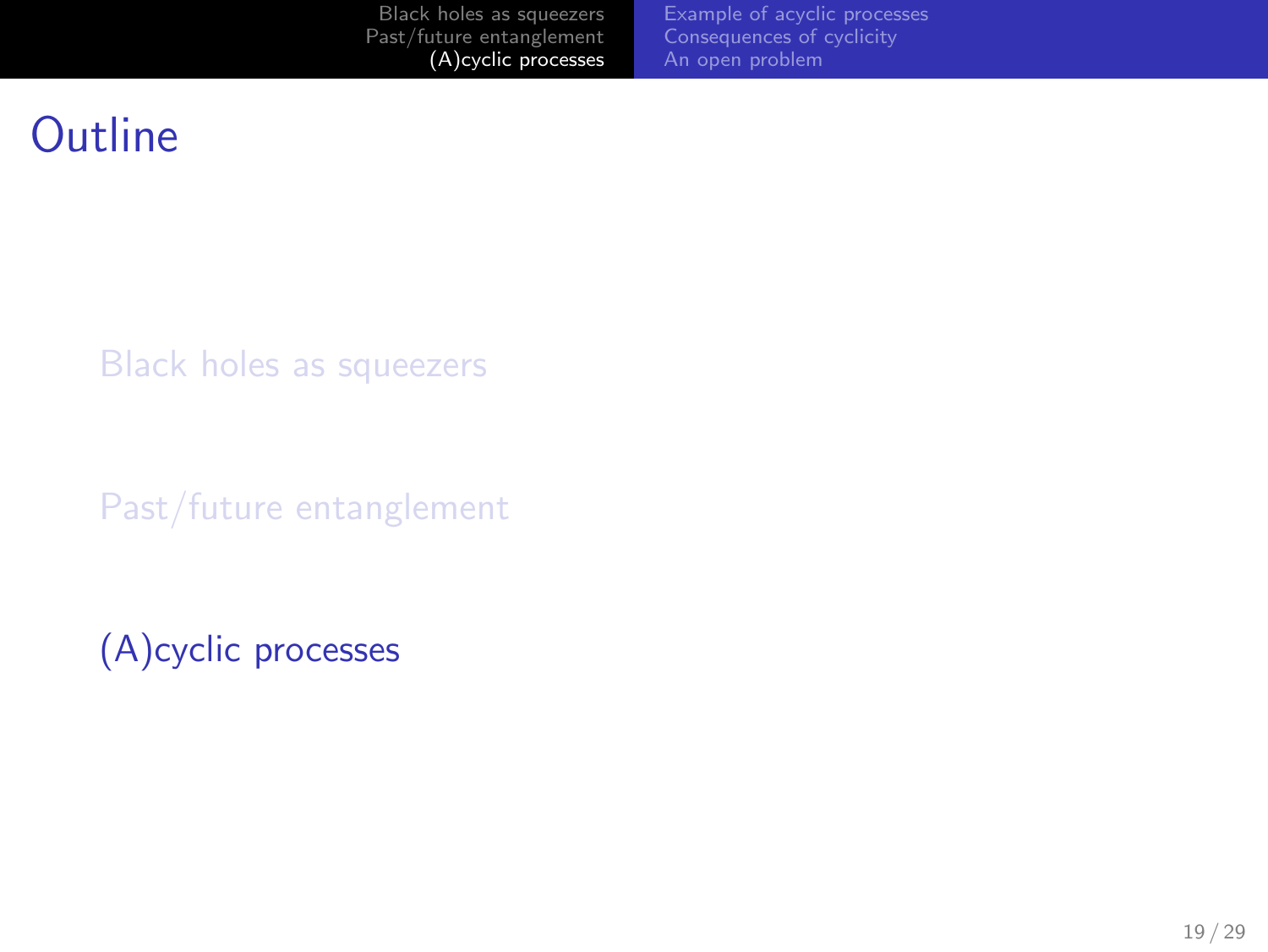# Outline

- Black holes as squeezers
- Past/future entanglement
- (A)cyclic processes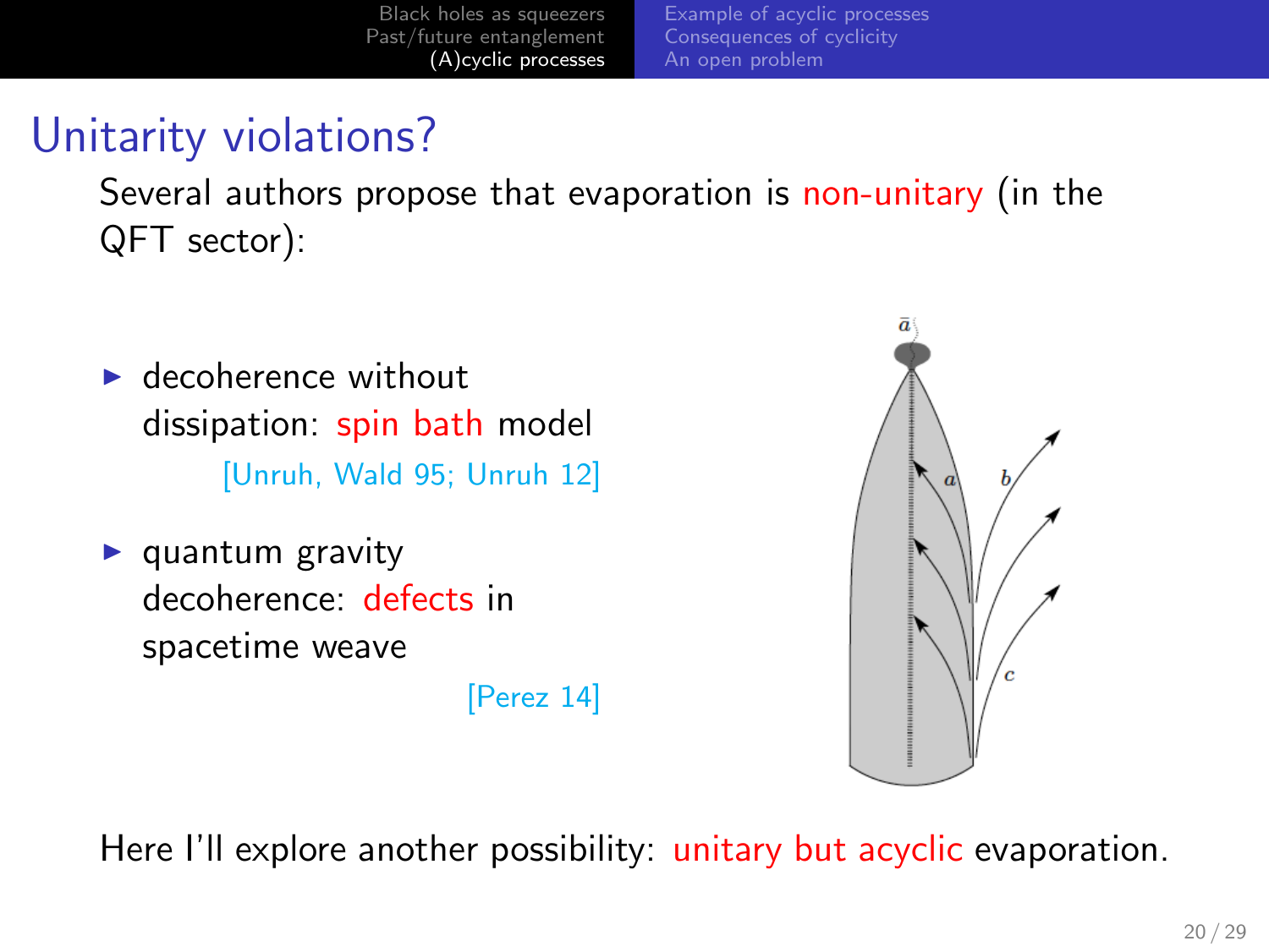# Unitarity violations?

Several authors propose that evaporation is non-unitary (in the QFT sector):

- decoherence without dissipation: spin bath model
  [Unruh, Wald 95; Unruh 12]
- quantum gravity decoherence: defects in spacetime weave
  [Perez 14]

Here I'll explore another possibility: unitary but acyclic evaporation.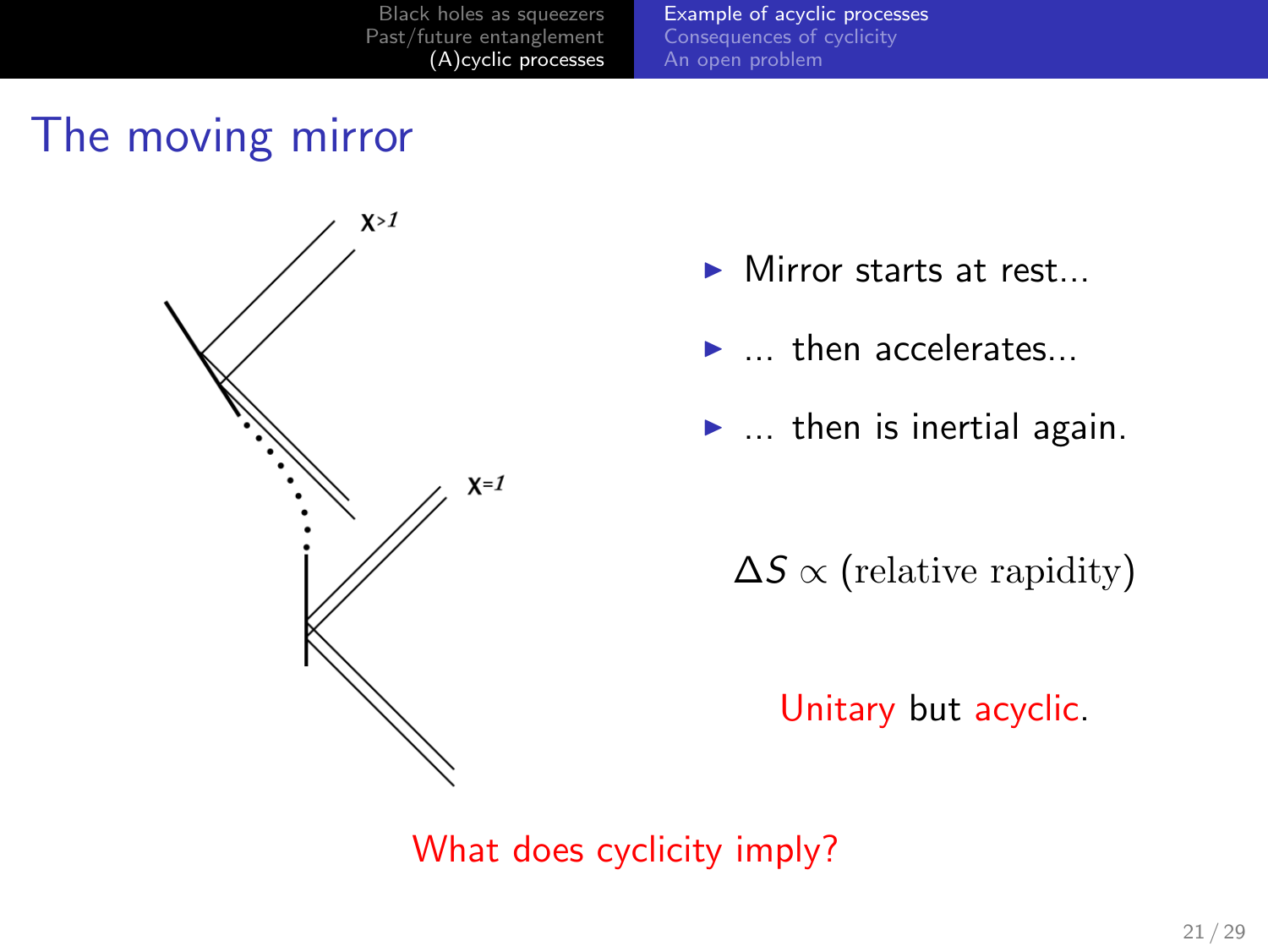# The moving mirror

$\chi>1$

$\chi=1$

- Mirror starts at rest...
- ... then accelerates...
- ... then is inertial again.

$$\Delta S \propto \text{(relative rapidity)}$$

Unitary but acyclic.

What does cyclicity imply?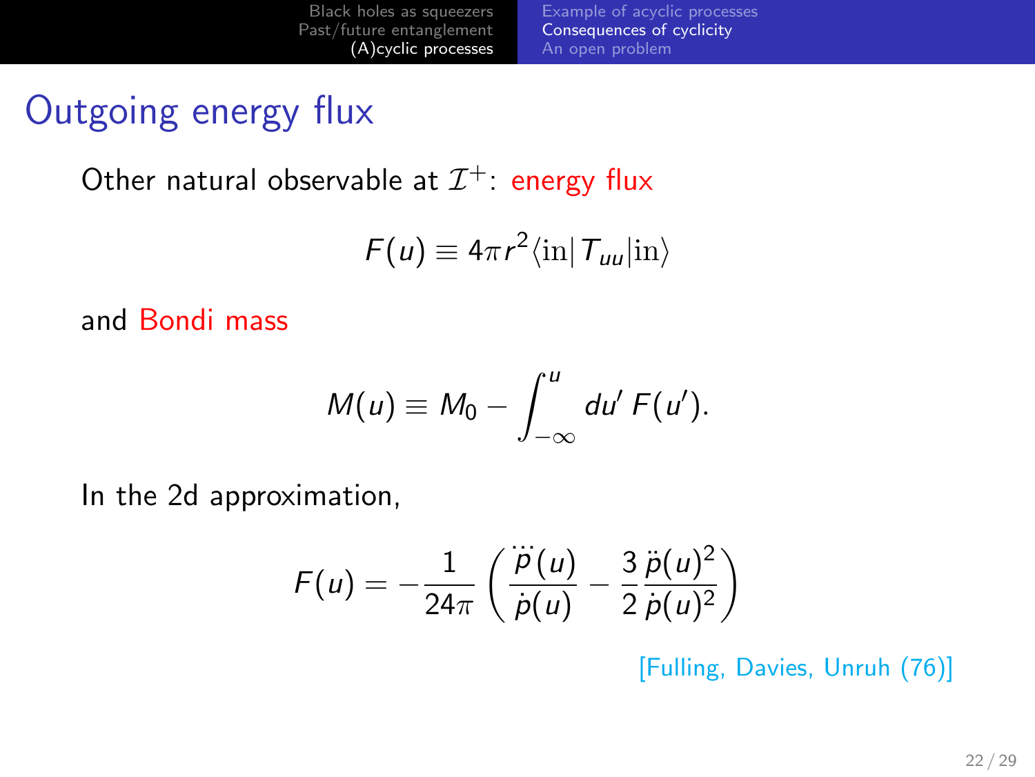# Outgoing energy flux

Other natural observable at $\mathcal{I}^+$: energy flux

$$F(u) \equiv 4\pi r^2 \langle \text{in} | T_{uu} | \text{in} \rangle$$

and Bondi mass

$$M(u) \equiv M_0 - \int_{-\infty}^{u} du' \, F(u').$$

In the 2d approximation,

$$F(u) = -\frac{1}{24\pi} \left( \frac{\dddot{p}(u)}{\dot{p}(u)} - \frac{3}{2} \frac{\ddot{p}(u)^2}{\dot{p}(u)^2} \right)$$

[Fulling, Davies, Unruh (76)]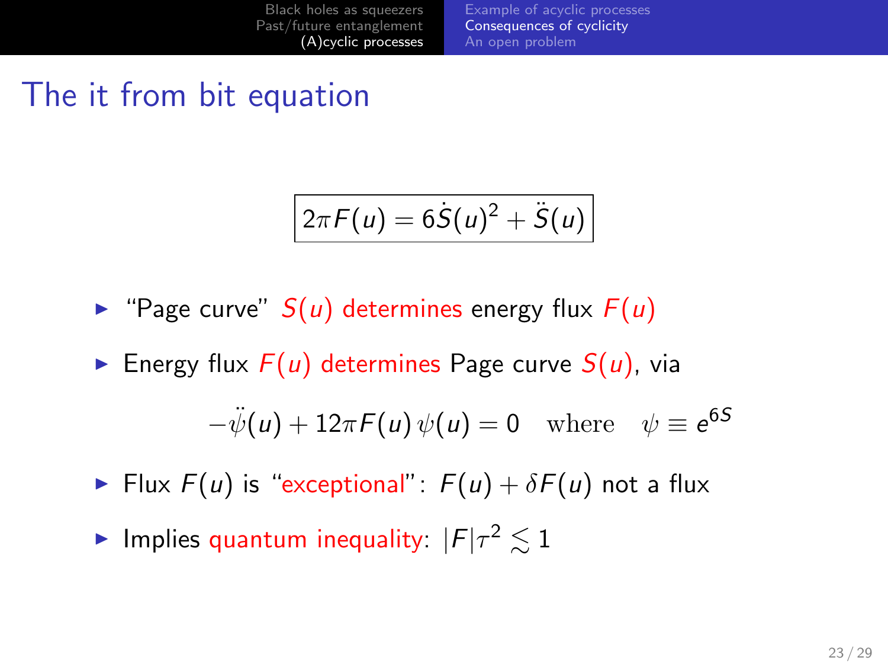# The it from bit equation

$$\boxed{2\pi F(u) = 6\dot{S}(u)^2 + \ddot{S}(u)}$$

- "Page curve" $S(u)$ determines energy flux $F(u)$
- Energy flux $F(u)$ determines Page curve $S(u)$, via

$$-\ddot{\psi}(u) + 12\pi F(u)\,\psi(u) = 0 \quad \text{where} \quad \psi \equiv e^{6S}$$

- Flux $F(u)$ is "exceptional": $F(u) + \delta F(u)$ not a flux
- Implies quantum inequality: $|F|\tau^2 \lesssim 1$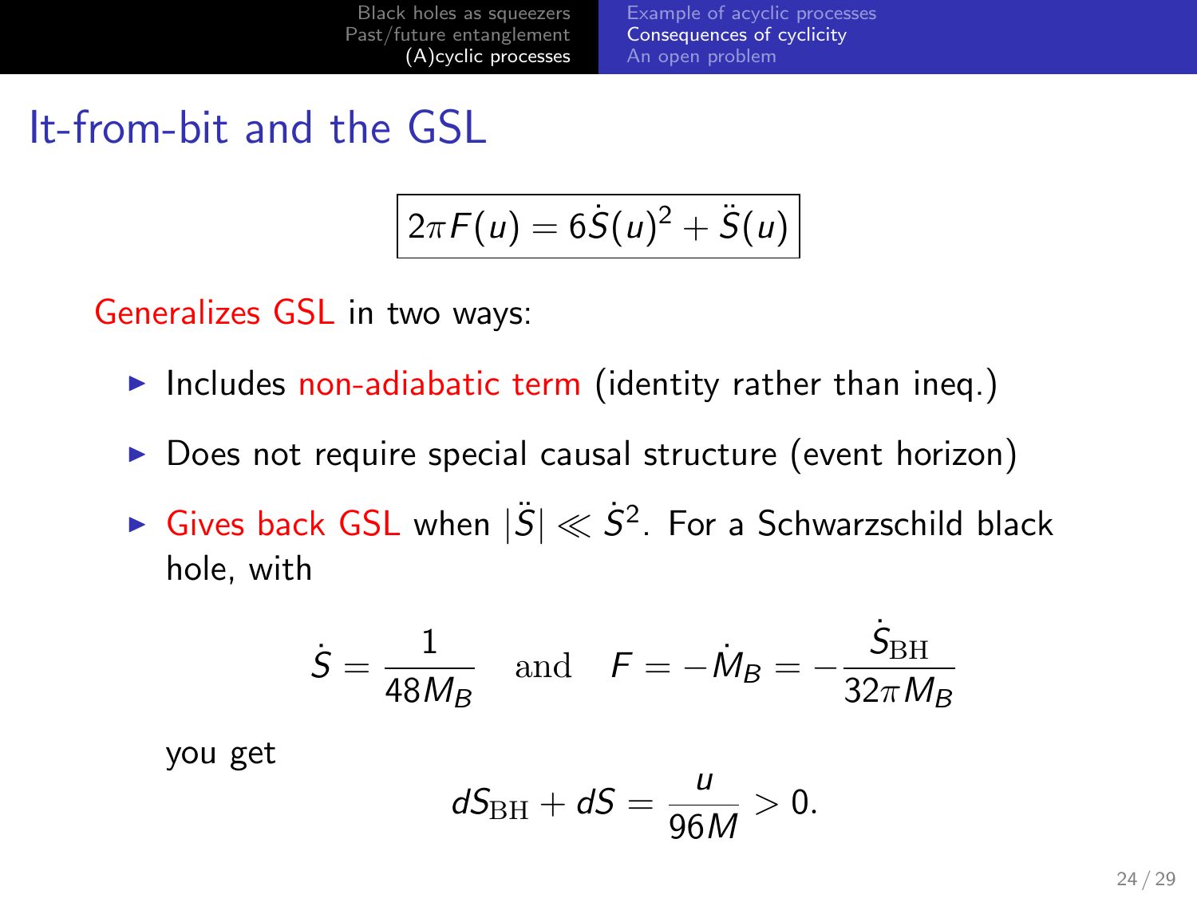# It-from-bit and the GSL

$$\boxed{2\pi F(u) = 6\dot{S}(u)^2 + \ddot{S}(u)}$$

Generalizes GSL in two ways:

- Includes non-adiabatic term (identity rather than ineq.)
- Does not require special causal structure (event horizon)
- Gives back GSL when $|\ddot{S}| \ll \dot{S}^2$. For a Schwarzschild black hole, with

$$\dot{S} = \frac{1}{48 M_B} \quad \text{and} \quad F = -\dot{M}_B = -\frac{\dot{S}_{\rm BH}}{32\pi M_B}$$

you get

$$dS_{\rm BH} + dS = \frac{u}{96 M} > 0.$$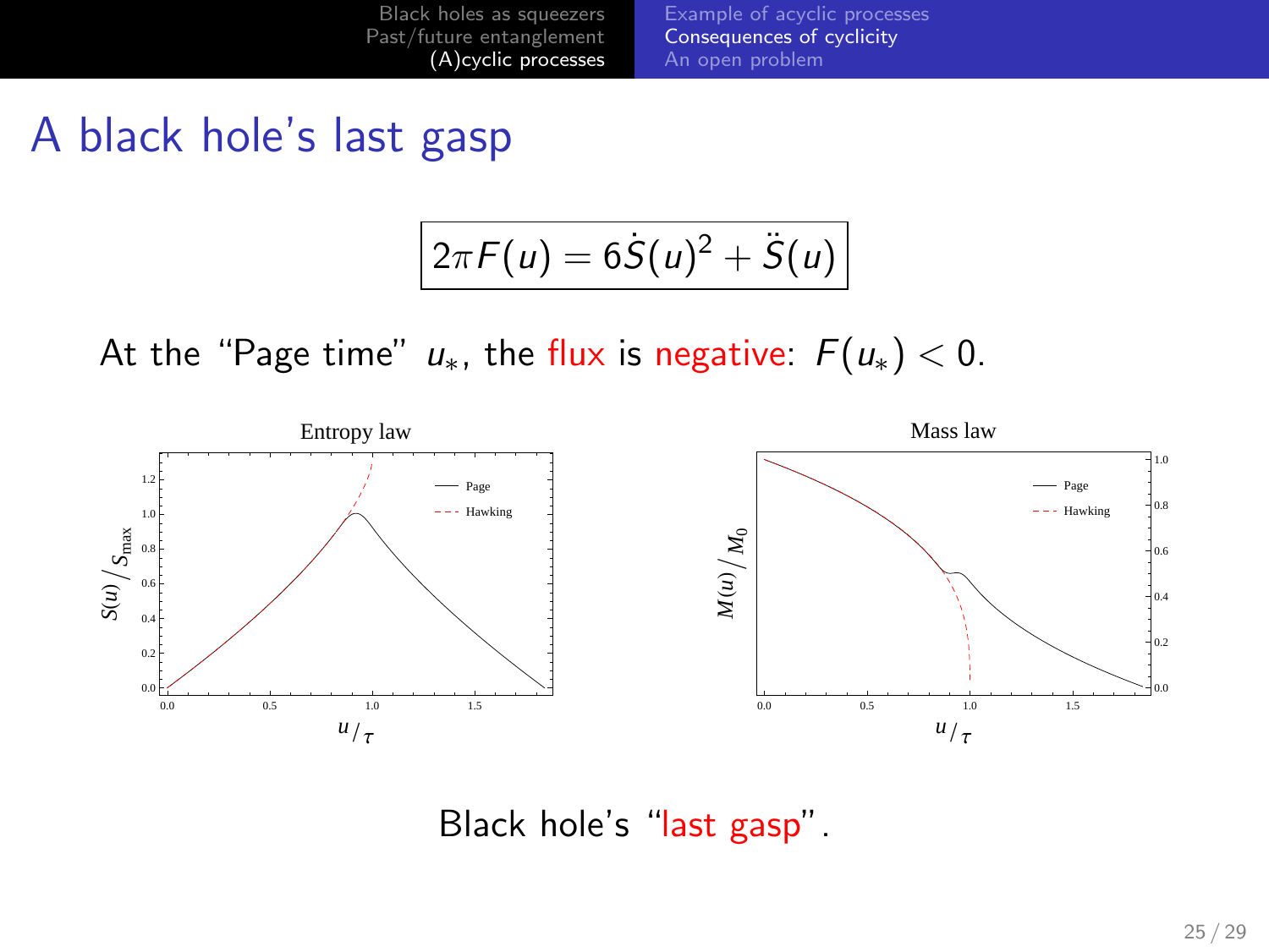# A black hole's last gasp

$$\boxed{2\pi F(u) = 6\dot{S}(u)^2 + \ddot{S}(u)}$$

At the "Page time" $u_*$, the flux is negative: $F(u_*) < 0$.

Black hole's "last gasp".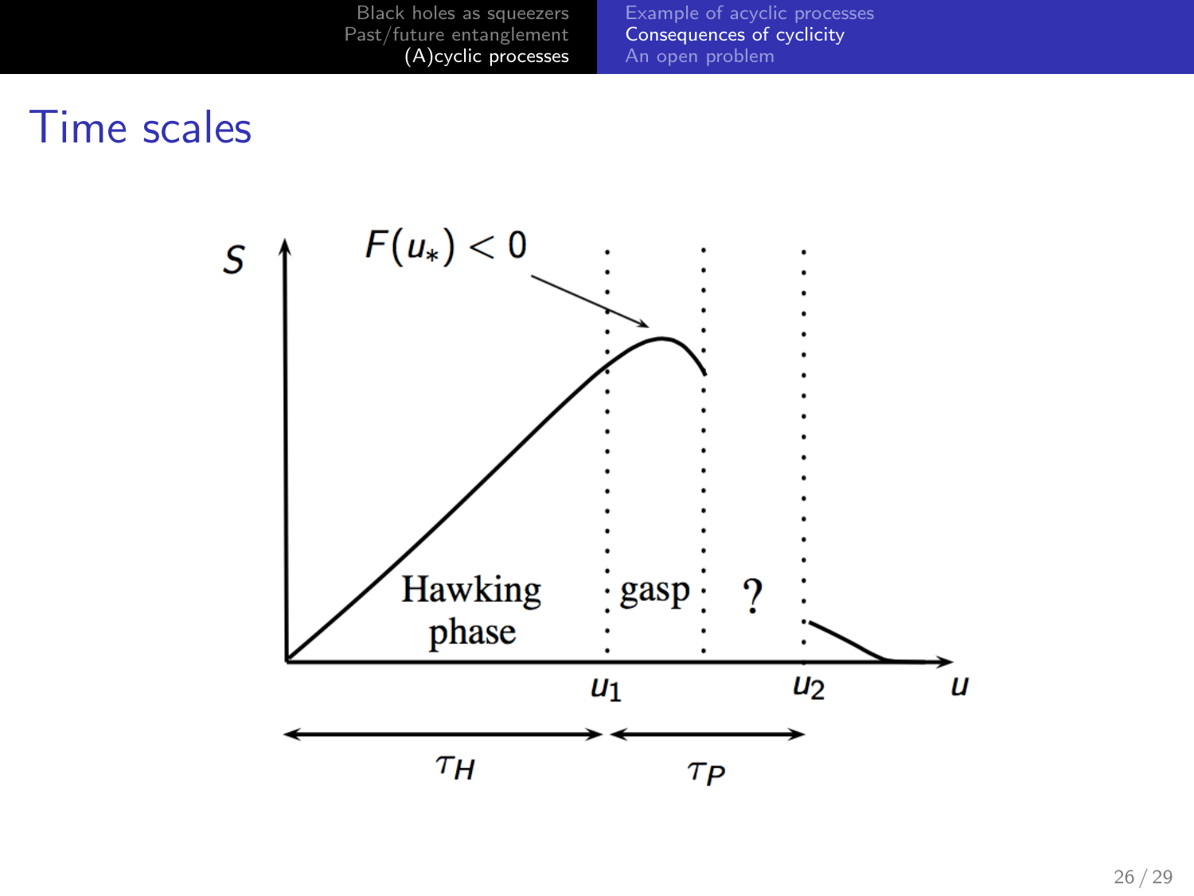# Time scales

$F(u_*) < 0$

$S$

Hawking phase

gasp

?

$u_1$

$u_2$

$u$

$\tau_H$

$\tau_P$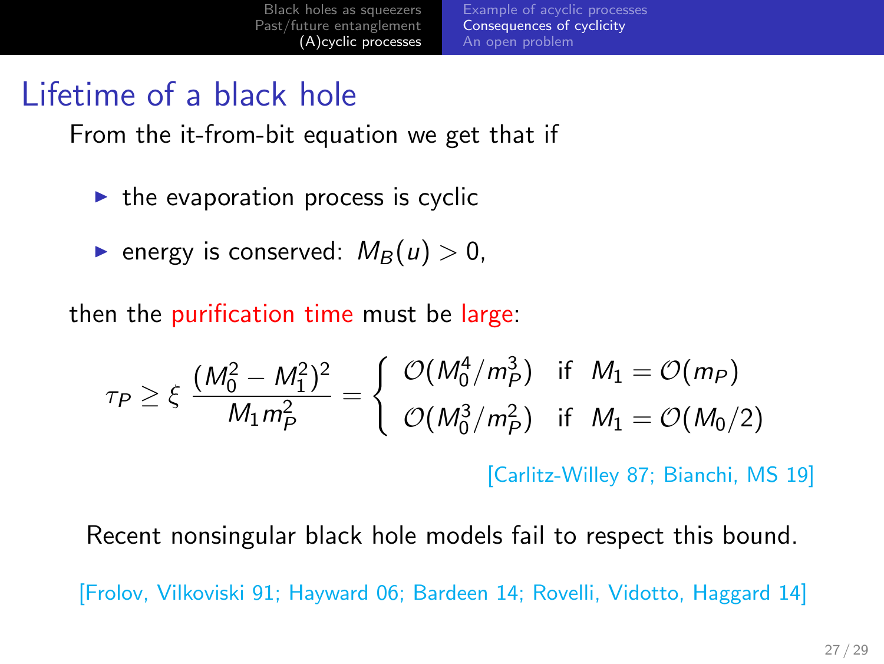## Lifetime of a black hole

From the it-from-bit equation we get that if

- the evaporation process is cyclic
- energy is conserved: $M_B(u) > 0$,

then the purification time must be large:

$$\tau_P \geq \xi \, \frac{(M_0^2 - M_1^2)^2}{M_1 m_P^2} = \begin{cases} \mathcal{O}(M_0^4/m_P^3) & \text{if } \; M_1 = \mathcal{O}(m_P) \\ \mathcal{O}(M_0^3/m_P^2) & \text{if } \; M_1 = \mathcal{O}(M_0/2) \end{cases}$$

[Carlitz-Willey 87; Bianchi, MS 19]

Recent nonsingular black hole models fail to respect this bound.

[Frolov, Vilkoviski 91; Hayward 06; Bardeen 14; Rovelli, Vidotto, Haggard 14]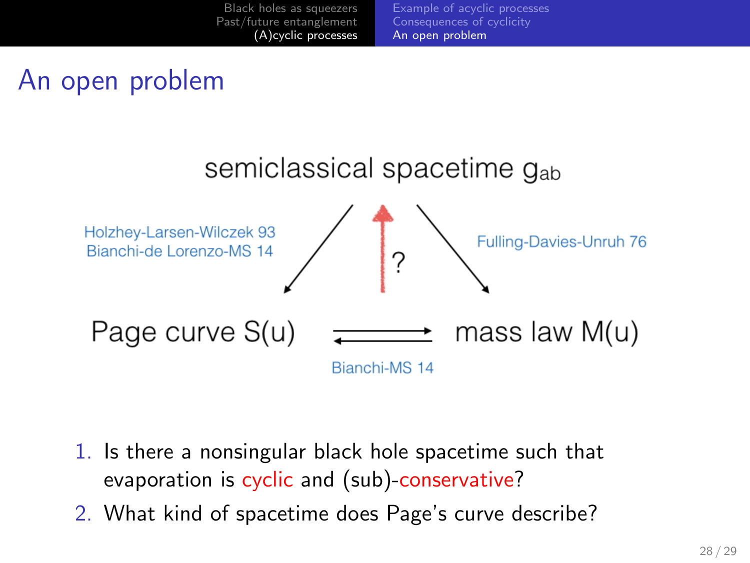# An open problem

semiclassical spacetime $g_{ab}$

Holzhey-Larsen-Wilczek 93
Bianchi-de Lorenzo-MS 14

?

Fulling-Davies-Unruh 76

Page curve $S(u)$ ⇄ mass law $M(u)$

Bianchi-MS 14

1. Is there a nonsingular black hole spacetime such that evaporation is cyclic and (sub)-conservative?
2. What kind of spacetime does Page's curve describe?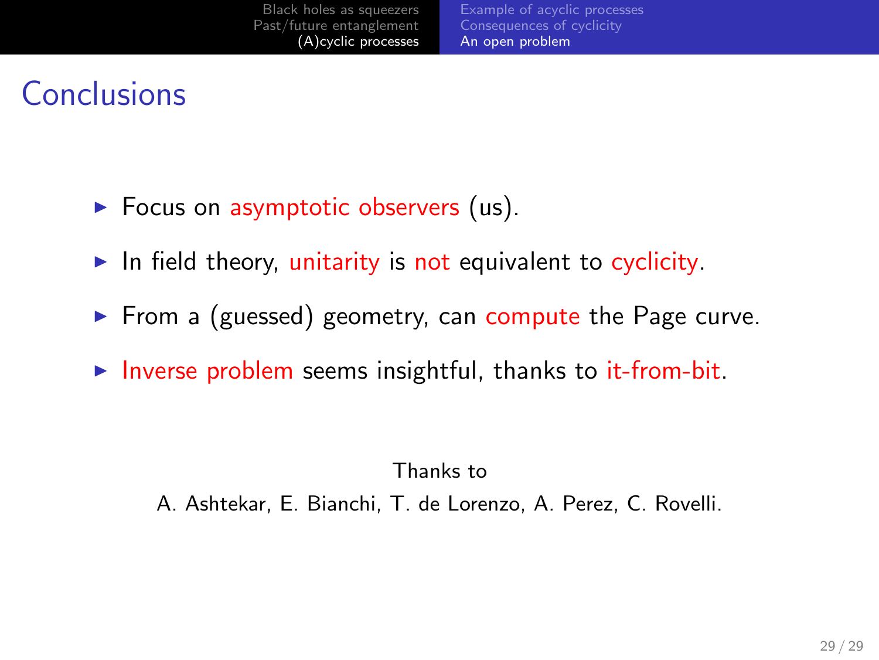## Conclusions

- Focus on asymptotic observers (us).
- In field theory, unitarity is not equivalent to cyclicity.
- From a (guessed) geometry, can compute the Page curve.
- Inverse problem seems insightful, thanks to it-from-bit.

Thanks to

A. Ashtekar, E. Bianchi, T. de Lorenzo, A. Perez, C. Rovelli.